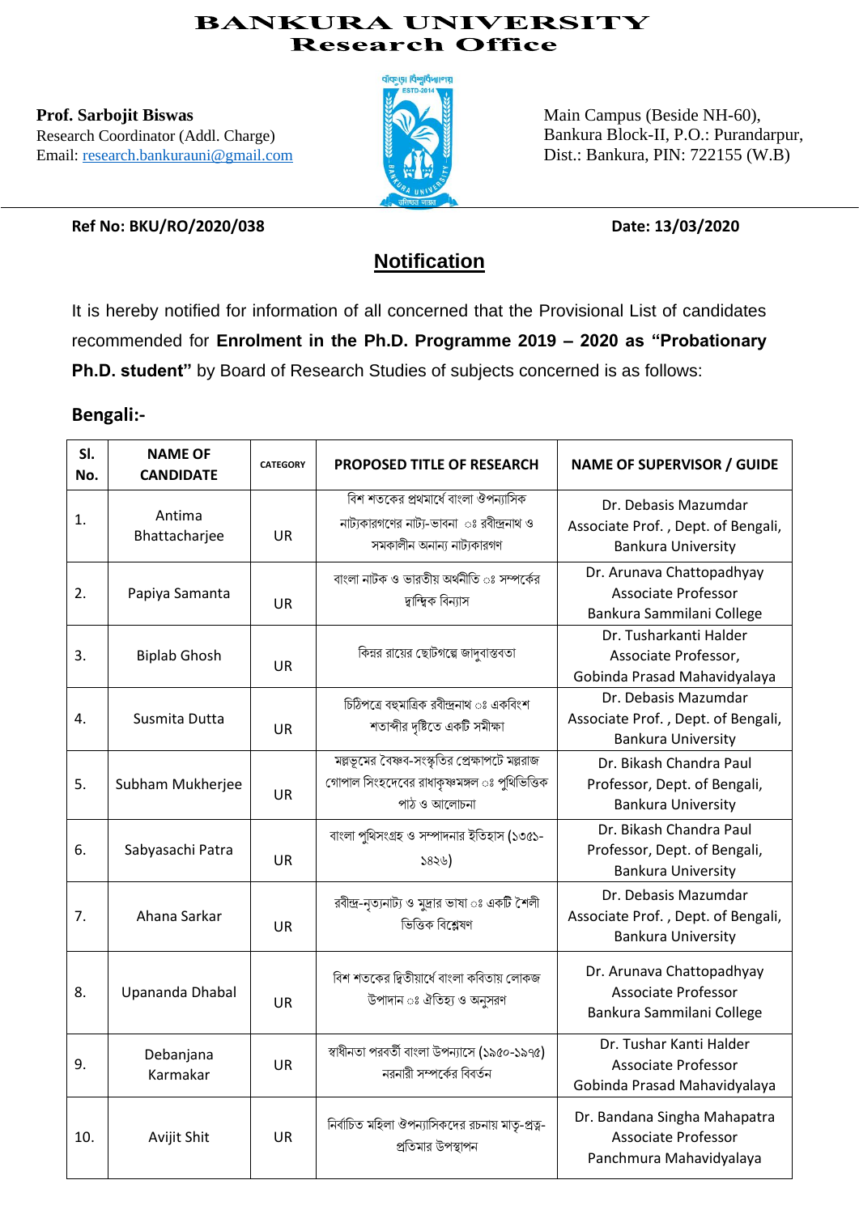# BANKURA UNIVERSITY
## Research Office

**Prof. Sarbojit Biswas**
Research Coordinator (Addl. Charge)
Email: research.bankurauni@gmail.com

Main Campus (Beside NH-60),
Bankura Block-II, P.O.: Purandarpur,
Dist.: Bankura, PIN: 722155 (W.B)

**Ref No: BKU/RO/2020/038** **Date: 13/03/2020**

## Notification

It is hereby notified for information of all concerned that the Provisional List of candidates recommended for **Enrolment in the Ph.D. Programme 2019 – 2020 as "Probationary Ph.D. student"** by Board of Research Studies of subjects concerned is as follows:

### Bengali:-

| Sl. No. | NAME OF CANDIDATE | CATEGORY | PROPOSED TITLE OF RESEARCH | NAME OF SUPERVISOR / GUIDE |
|---|---|---|---|---|
| 1. | Antima Bhattacharjee | UR | বিশ শতকের প্রথমার্ধে বাংলা ঔপন্যাসিক নাট্যকারগণের নাট্য-ভাবনা ঃ রবীন্দ্রনাথ ও সমকালীন অন্যান্য নাট্যকারগণ | Dr. Debasis Mazumdar Associate Prof. , Dept. of Bengali, Bankura University |
| 2. | Papiya Samanta | UR | বাংলা নাটক ও ভারতীয় অর্থনীতি ঃ সম্পর্কের দ্বান্দ্বিক বিন্যাস | Dr. Arunava Chattopadhyay Associate Professor Bankura Sammilani College |
| 3. | Biplab Ghosh | UR | কিন্নর রায়ের ছোটগল্পে জাদুবাস্তবতা | Dr. Tusharkanti Halder Associate Professor, Gobinda Prasad Mahavidyalaya |
| 4. | Susmita Dutta | UR | চিঠিপত্রে বহুমাত্রিক রবীন্দ্রনাথ ঃ একবিংশ শতাব্দীর দৃষ্টিতে একটি সমীক্ষা | Dr. Debasis Mazumdar Associate Prof. , Dept. of Bengali, Bankura University |
| 5. | Subham Mukherjee | UR | মল্লভূমের বৈষ্ণব-সংস্কৃতির প্রেক্ষাপটে মল্লরাজ গোপাল সিংহদেবের রাধাকৃষ্ণমঙ্গল ঃ পুথিভিত্তিক পাঠ ও আলোচনা | Dr. Bikash Chandra Paul Professor, Dept. of Bengali, Bankura University |
| 6. | Sabyasachi Patra | UR | বাংলা পুথিসংগ্রহ ও সম্পাদনার ইতিহাস (১৩৫১-১৪২৬) | Dr. Bikash Chandra Paul Professor, Dept. of Bengali, Bankura University |
| 7. | Ahana Sarkar | UR | রবীন্দ্র-নৃত্যনাট্য ও মুদ্রার ভাষা ঃ একটি শৈলী ভিত্তিক বিশ্লেষণ | Dr. Debasis Mazumdar Associate Prof. , Dept. of Bengali, Bankura University |
| 8. | Upananda Dhabal | UR | বিশ শতকের দ্বিতীয়ার্ধে বাংলা কবিতায় লোকজ উপাদান ঃ ঐতিহ্য ও অনুসরণ | Dr. Arunava Chattopadhyay Associate Professor Bankura Sammilani College |
| 9. | Debanjana Karmakar | UR | স্বাধীনতা পরবর্তী বাংলা উপন্যাসে (১৯৫০-১৯৭৫) নরনারী সম্পর্কের বিবর্তন | Dr. Tushar Kanti Halder Associate Professor Gobinda Prasad Mahavidyalaya |
| 10. | Avijit Shit | UR | নির্বাচিত মহিলা ঔপন্যাসিকদের রচনায় মাতৃ-প্রত্ন-প্রতিমার উপস্থাপন | Dr. Bandana Singha Mahapatra Associate Professor Panchmura Mahavidyalaya |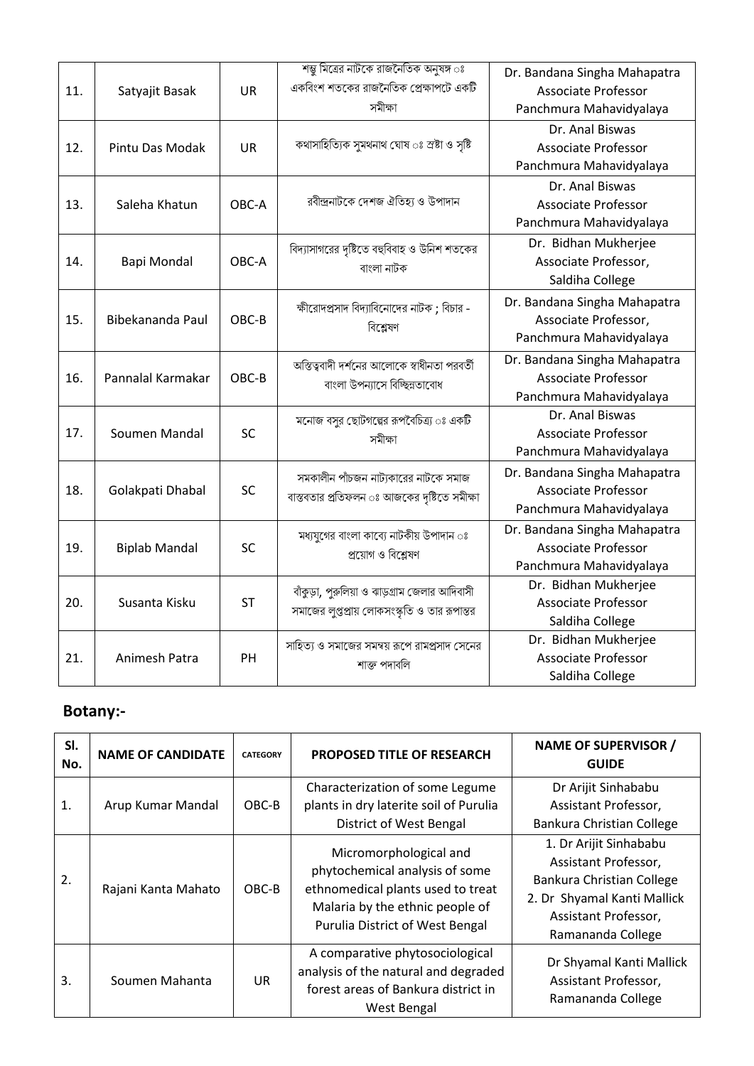| 11. | Satyajit Basak | UR | শম্ভু মিত্রের নাটকে রাজনৈতিক অনুষঙ্গ ঃ একবিংশ শতকের রাজনৈতিক প্রেক্ষাপটে একটি সমীক্ষা | Dr. Bandana Singha Mahapatra Associate Professor Panchmura Mahavidyalaya |
|---|---|---|---|---|
| 12. | Pintu Das Modak | UR | কথাসাহিত্যিক সুমথনাথ ঘোষ ঃ স্রষ্টা ও সৃষ্টি | Dr. Anal Biswas Associate Professor Panchmura Mahavidyalaya |
| 13. | Saleha Khatun | OBC-A | রবীন্দ্রনাটকে দেশজ ঐতিহ্য ও উপাদান | Dr. Anal Biswas Associate Professor Panchmura Mahavidyalaya |
| 14. | Bapi Mondal | OBC-A | বিদ্যাসাগরের দৃষ্টিতে বহুবিবাহ ও উনিশ শতকের বাংলা নাটক | Dr. Bidhan Mukherjee Associate Professor, Saldiha College |
| 15. | Bibekananda Paul | OBC-B | ক্ষীরোদপ্রসাদ বিদ্যাবিনোদের নাটক ; বিচার - বিশ্লেষণ | Dr. Bandana Singha Mahapatra Associate Professor, Panchmura Mahavidyalaya |
| 16. | Pannalal Karmakar | OBC-B | অস্তিত্ববাদী দর্শনের আলোকে স্বাধীনতা পরবর্তী বাংলা উপন্যাসে বিচ্ছিন্নতাবোধ | Dr. Bandana Singha Mahapatra Associate Professor Panchmura Mahavidyalaya |
| 17. | Soumen Mandal | SC | মনোজ বসুর ছোটগল্পের রূপবৈচিত্র্য ঃ একটি সমীক্ষা | Dr. Anal Biswas Associate Professor Panchmura Mahavidyalaya |
| 18. | Golakpati Dhabal | SC | সমকালীন পাঁচজন নাট্যকারের নাটকে সমাজ বাস্তবতার প্রতিফলন ঃ আজকের দৃষ্টিতে সমীক্ষা | Dr. Bandana Singha Mahapatra Associate Professor Panchmura Mahavidyalaya |
| 19. | Biplab Mandal | SC | মধ্যযুগের বাংলা কাব্যে নাটকীয় উপাদান ঃ প্রয়োগ ও বিশ্লেষণ | Dr. Bandana Singha Mahapatra Associate Professor Panchmura Mahavidyalaya |
| 20. | Susanta Kisku | ST | বাঁকুড়া, পুরুলিয়া ও ঝাড়গ্রাম জেলার আদিবাসী সমাজের লুপ্তপ্রায় লোকসংস্কৃতি ও তার রূপান্তর | Dr. Bidhan Mukherjee Associate Professor Saldiha College |
| 21. | Animesh Patra | PH | সাহিত্য ও সমাজের সমন্বয় রূপে রামপ্রসাদ সেনের শাক্ত পদাবলি | Dr. Bidhan Mukherjee Associate Professor Saldiha College |

## Botany:-

| Sl. No. | NAME OF CANDIDATE | CATEGORY | PROPOSED TITLE OF RESEARCH | NAME OF SUPERVISOR / GUIDE |
|---|---|---|---|---|
| 1. | Arup Kumar Mandal | OBC-B | Characterization of some Legume plants in dry laterite soil of Purulia District of West Bengal | Dr Arijit Sinhababu Assistant Professor, Bankura Christian College |
| 2. | Rajani Kanta Mahato | OBC-B | Micromorphological and phytochemical analysis of some ethnomedical plants used to treat Malaria by the ethnic people of Purulia District of West Bengal | 1. Dr Arijit Sinhababu Assistant Professor, Bankura Christian College 2. Dr Shyamal Kanti Mallick Assistant Professor, Ramananda College |
| 3. | Soumen Mahanta | UR | A comparative phytosociological analysis of the natural and degraded forest areas of Bankura district in West Bengal | Dr Shyamal Kanti Mallick Assistant Professor, Ramananda College |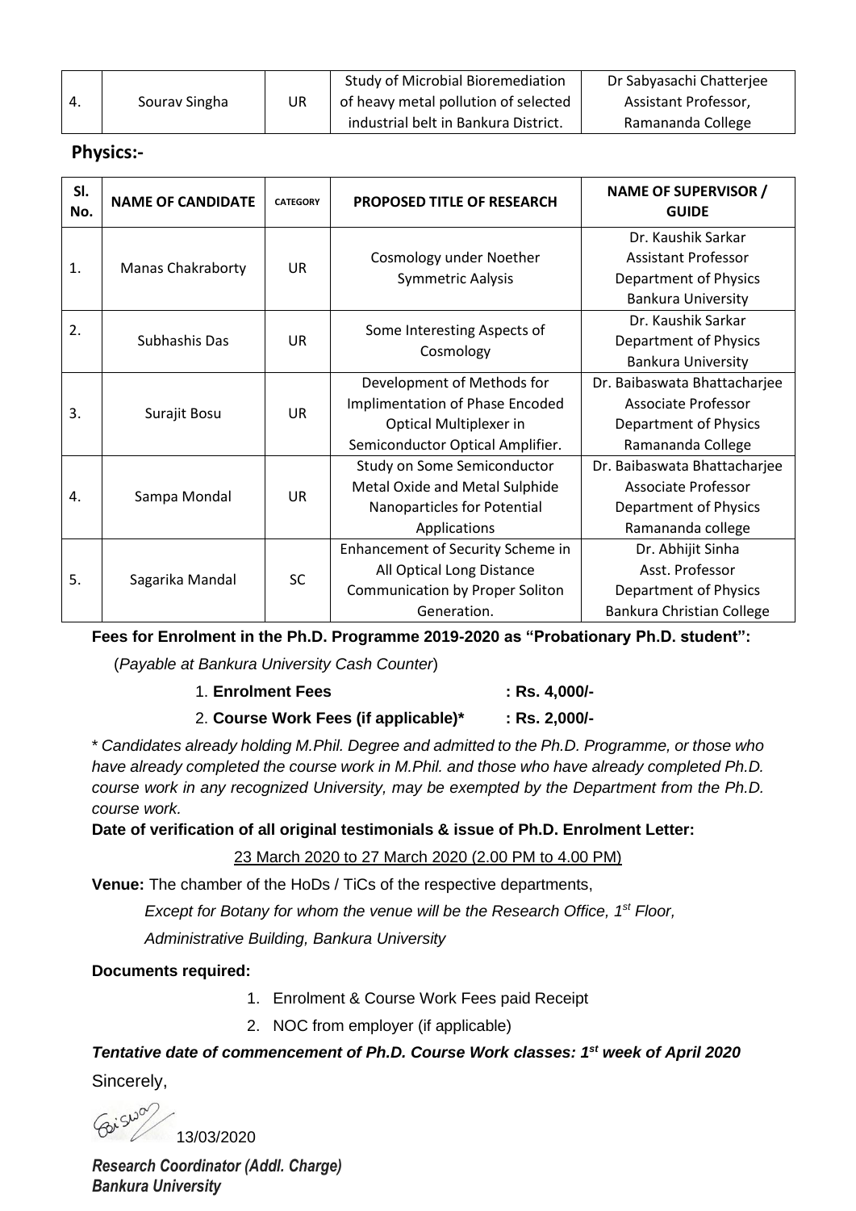| | | | | |
|---|---|---|---|---|
| 4. | Sourav Singha | UR | Study of Microbial Bioremediation of heavy metal pollution of selected industrial belt in Bankura District. | Dr Sabyasachi Chatterjee Assistant Professor, Ramananda College |

## Physics:-

| Sl. No. | NAME OF CANDIDATE | CATEGORY | PROPOSED TITLE OF RESEARCH | NAME OF SUPERVISOR / GUIDE |
|---|---|---|---|---|
| 1. | Manas Chakraborty | UR | Cosmology under Noether Symmetric Aalysis | Dr. Kaushik Sarkar Assistant Professor Department of Physics Bankura University |
| 2. | Subhashis Das | UR | Some Interesting Aspects of Cosmology | Dr. Kaushik Sarkar Department of Physics Bankura University |
| 3. | Surajit Bosu | UR | Development of Methods for Implimentation of Phase Encoded Optical Multiplexer in Semiconductor Optical Amplifier. | Dr. Baibaswata Bhattacharjee Associate Professor Department of Physics Ramananda College |
| 4. | Sampa Mondal | UR | Study on Some Semiconductor Metal Oxide and Metal Sulphide Nanoparticles for Potential Applications | Dr. Baibaswata Bhattacharjee Associate Professor Department of Physics Ramananda college |
| 5. | Sagarika Mandal | SC | Enhancement of Security Scheme in All Optical Long Distance Communication by Proper Soliton Generation. | Dr. Abhijit Sinha Asst. Professor Department of Physics Bankura Christian College |

**Fees for Enrolment in the Ph.D. Programme 2019-2020 as "Probationary Ph.D. student":**

(*Payable at Bankura University Cash Counter*)

1. **Enrolment Fees** **: Rs. 4,000/-**
2. **Course Work Fees (if applicable)*** **: Rs. 2,000/-**

\* *Candidates already holding M.Phil. Degree and admitted to the Ph.D. Programme, or those who have already completed the course work in M.Phil. and those who have already completed Ph.D. course work in any recognized University, may be exempted by the Department from the Ph.D. course work.*

**Date of verification of all original testimonials & issue of Ph.D. Enrolment Letter:**

23 March 2020 to 27 March 2020 (2.00 PM to 4.00 PM)

**Venue:** The chamber of the HoDs / TiCs of the respective departments,

*Except for Botany for whom the venue will be the Research Office, 1st Floor, Administrative Building, Bankura University*

**Documents required:**

1. Enrolment & Course Work Fees paid Receipt
2. NOC from employer (if applicable)

***Tentative date of commencement of Ph.D. Course Work classes: 1st week of April 2020***

Sincerely,

13/03/2020

***Research Coordinator (Addl. Charge)***
***Bankura University***